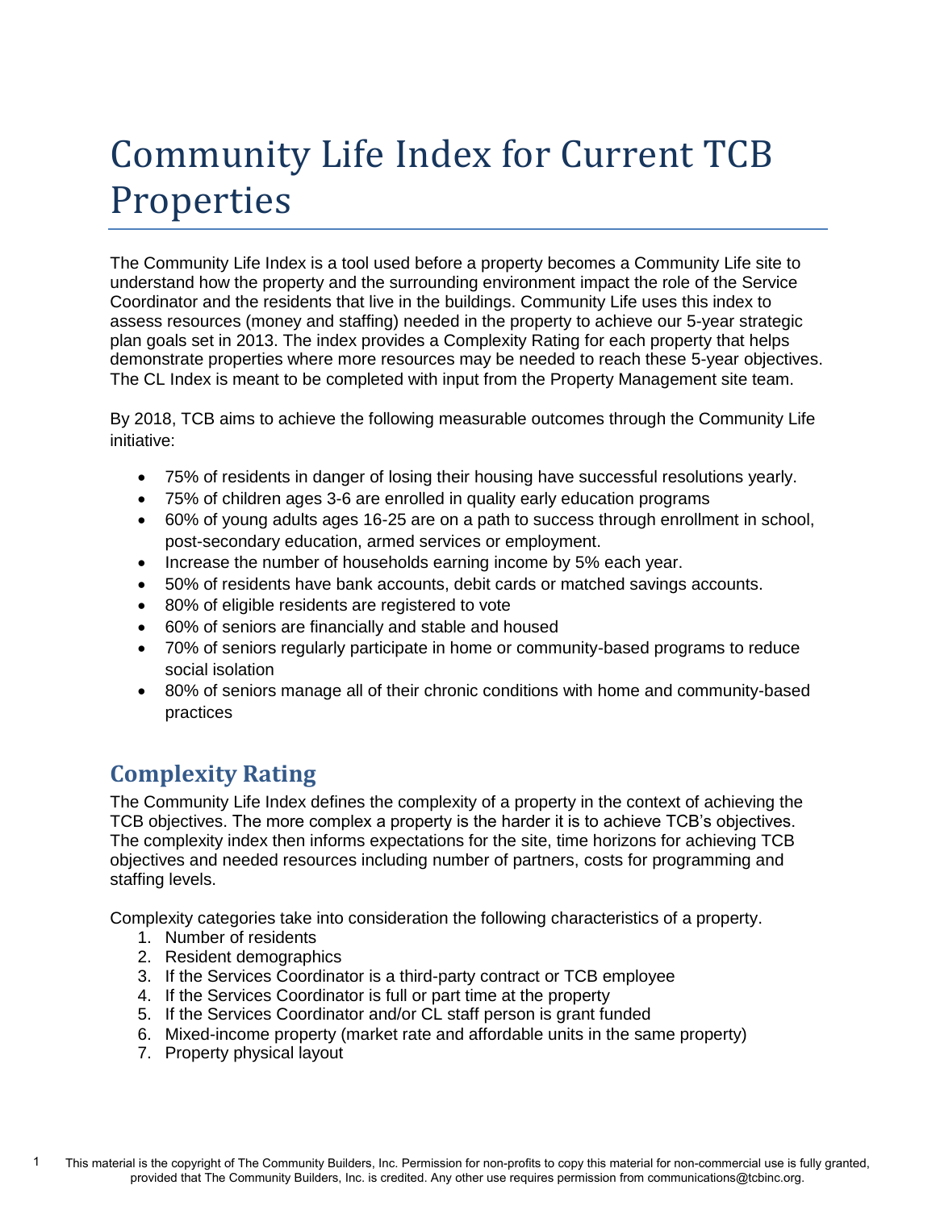# Community Life Index for Current TCB Properties

The Community Life Index is a tool used before a property becomes a Community Life site to understand how the property and the surrounding environment impact the role of the Service Coordinator and the residents that live in the buildings. Community Life uses this index to assess resources (money and staffing) needed in the property to achieve our 5-year strategic plan goals set in 2013. The index provides a Complexity Rating for each property that helps demonstrate properties where more resources may be needed to reach these 5-year objectives. The CL Index is meant to be completed with input from the Property Management site team.

By 2018, TCB aims to achieve the following measurable outcomes through the Community Life initiative:

- 75% of residents in danger of losing their housing have successful resolutions yearly.
- 75% of children ages 3-6 are enrolled in quality early education programs
- 60% of young adults ages 16-25 are on a path to success through enrollment in school, post-secondary education, armed services or employment.
- Increase the number of households earning income by 5% each year.
- 50% of residents have bank accounts, debit cards or matched savings accounts.
- 80% of eligible residents are registered to vote
- 60% of seniors are financially and stable and housed
- 70% of seniors regularly participate in home or community-based programs to reduce social isolation
- 80% of seniors manage all of their chronic conditions with home and community-based practices

## Complexity Rating

The Community Life Index defines the complexity of a property in the context of achieving the TCB objectives. The more complex a property is the harder it is to achieve TCB's objectives. The complexity index then informs expectations for the site, time horizons for achieving TCB objectives and needed resources including number of partners, costs for programming and staffing levels.

Complexity categories take into consideration the following characteristics of a property.

1. Number of residents
2. Resident demographics
3. If the Services Coordinator is a third-party contract or TCB employee
4. If the Services Coordinator is full or part time at the property
5. If the Services Coordinator and/or CL staff person is grant funded
6. Mixed-income property (market rate and affordable units in the same property)
7. Property physical layout

This material is the copyright of The Community Builders, Inc. Permission for non-profits to copy this material for non-commercial use is fully granted, provided that The Community Builders, Inc. is credited. Any other use requires permission from communications@tcbinc.org.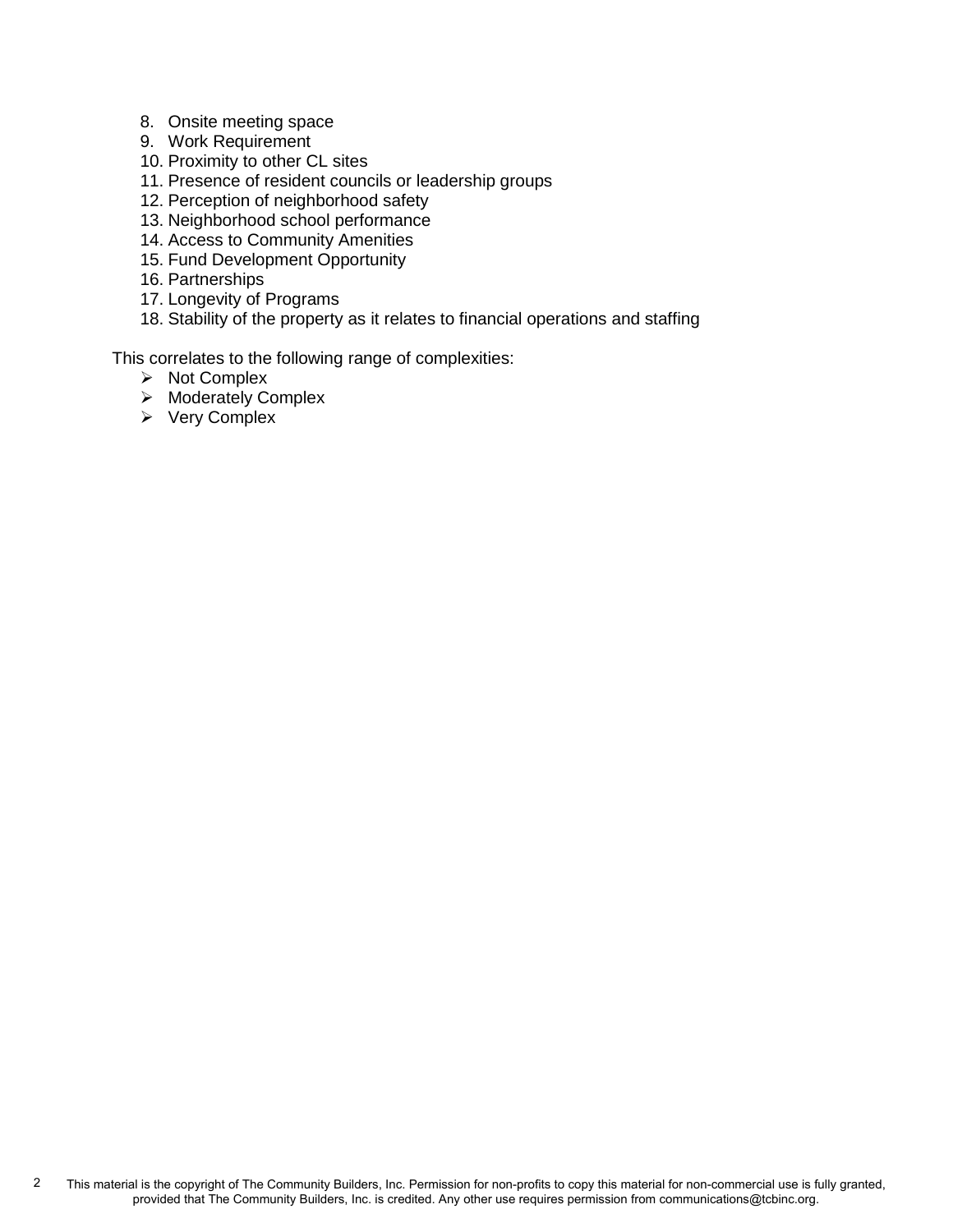8. Onsite meeting space
9. Work Requirement
10. Proximity to other CL sites
11. Presence of resident councils or leadership groups
12. Perception of neighborhood safety
13. Neighborhood school performance
14. Access to Community Amenities
15. Fund Development Opportunity
16. Partnerships
17. Longevity of Programs
18. Stability of the property as it relates to financial operations and staffing

This correlates to the following range of complexities:

- Not Complex
- Moderately Complex
- Very Complex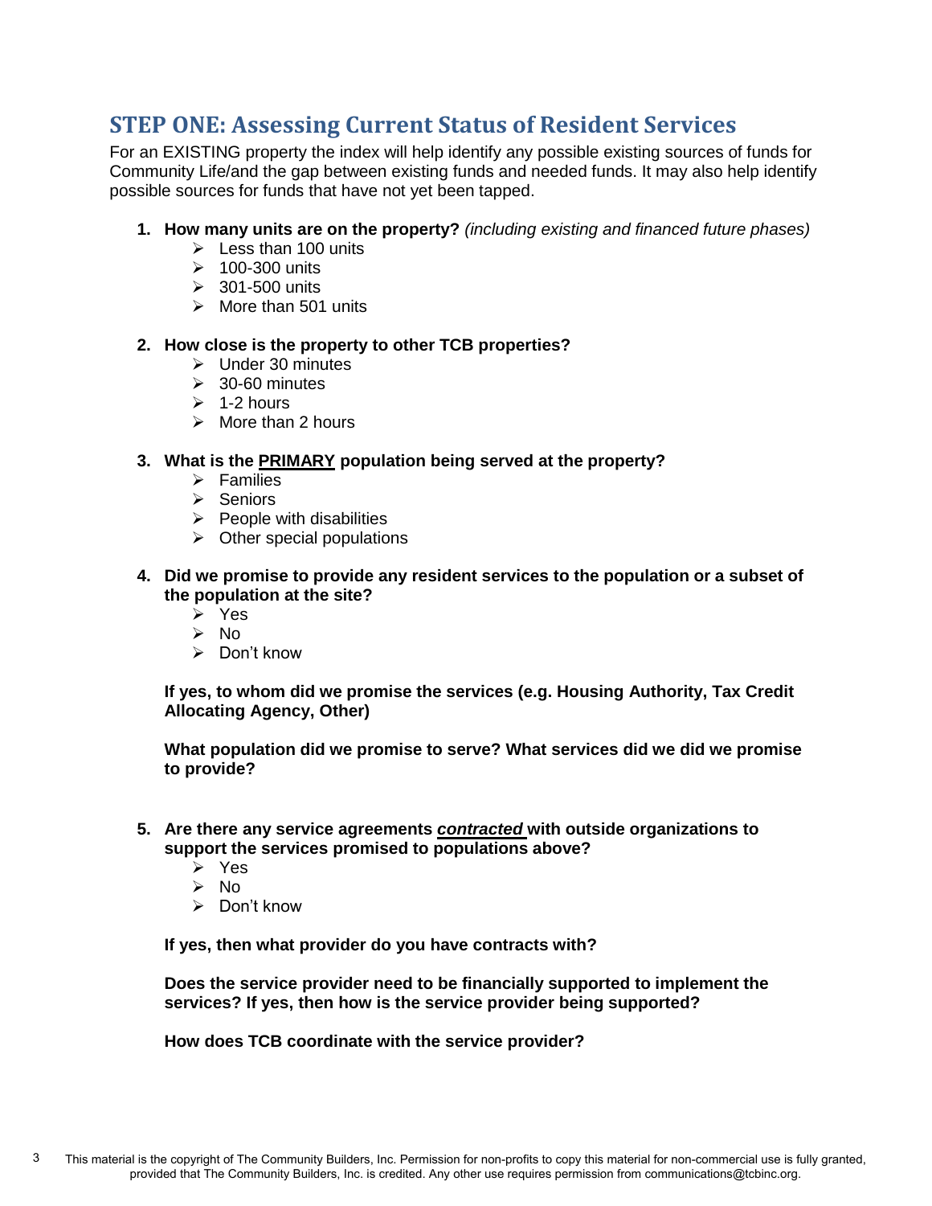## STEP ONE: Assessing Current Status of Resident Services

For an EXISTING property the index will help identify any possible existing sources of funds for Community Life/and the gap between existing funds and needed funds. It may also help identify possible sources for funds that have not yet been tapped.

1. **How many units are on the property?** *(including existing and financed future phases)*
   - Less than 100 units
   - 100-300 units
   - 301-500 units
   - More than 501 units

2. **How close is the property to other TCB properties?**
   - Under 30 minutes
   - 30-60 minutes
   - 1-2 hours
   - More than 2 hours

3. **What is the <u>PRIMARY</u> population being served at the property?**
   - Families
   - Seniors
   - People with disabilities
   - Other special populations

4. **Did we promise to provide any resident services to the population or a subset of the population at the site?**
   - Yes
   - No
   - Don't know

   **If yes, to whom did we promise the services (e.g. Housing Authority, Tax Credit Allocating Agency, Other)**

   **What population did we promise to serve? What services did we did we promise to provide?**

5. **Are there any service agreements *<u>contracted</u>* with outside organizations to support the services promised to populations above?**
   - Yes
   - No
   - Don't know

   **If yes, then what provider do you have contracts with?**

   **Does the service provider need to be financially supported to implement the services? If yes, then how is the service provider being supported?**

   **How does TCB coordinate with the service provider?**

This material is the copyright of The Community Builders, Inc. Permission for non-profits to copy this material for non-commercial use is fully granted, provided that The Community Builders, Inc. is credited. Any other use requires permission from communications@tcbinc.org.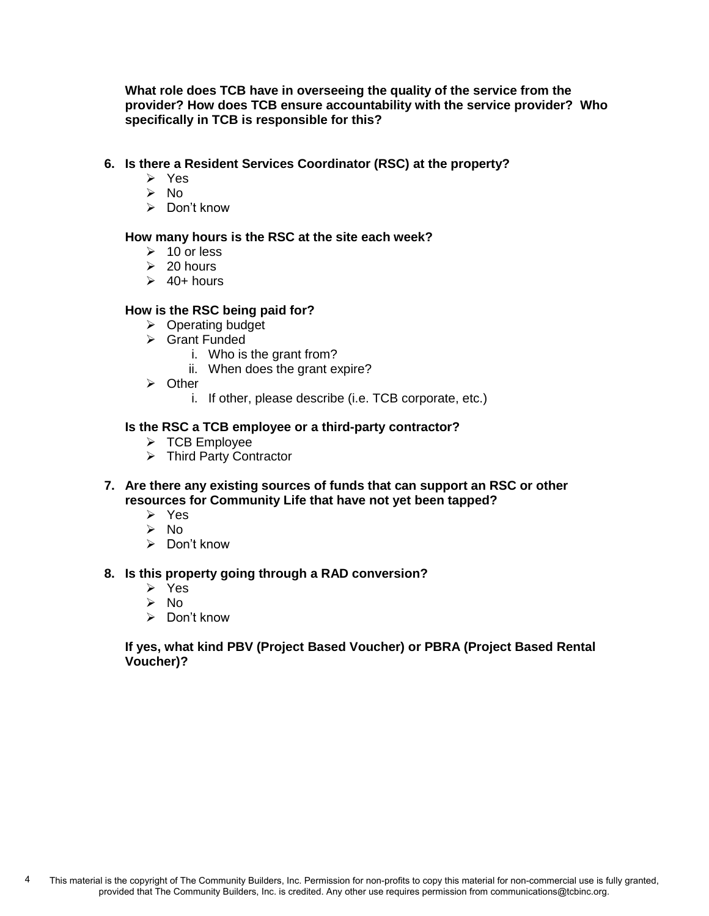**What role does TCB have in overseeing the quality of the service from the provider? How does TCB ensure accountability with the service provider? Who specifically in TCB is responsible for this?**

6. **Is there a Resident Services Coordinator (RSC) at the property?**
   - Yes
   - No
   - Don't know

   **How many hours is the RSC at the site each week?**
   - 10 or less
   - 20 hours
   - 40+ hours

   **How is the RSC being paid for?**
   - Operating budget
   - Grant Funded
     1. Who is the grant from?
     2. When does the grant expire?
   - Other
     1. If other, please describe (i.e. TCB corporate, etc.)

   **Is the RSC a TCB employee or a third-party contractor?**
   - TCB Employee
   - Third Party Contractor

7. **Are there any existing sources of funds that can support an RSC or other resources for Community Life that have not yet been tapped?**
   - Yes
   - No
   - Don't know

8. **Is this property going through a RAD conversion?**
   - Yes
   - No
   - Don't know

   **If yes, what kind PBV (Project Based Voucher) or PBRA (Project Based Rental Voucher)?**

This material is the copyright of The Community Builders, Inc. Permission for non-profits to copy this material for non-commercial use is fully granted, provided that The Community Builders, Inc. is credited. Any other use requires permission from communications@tcbinc.org.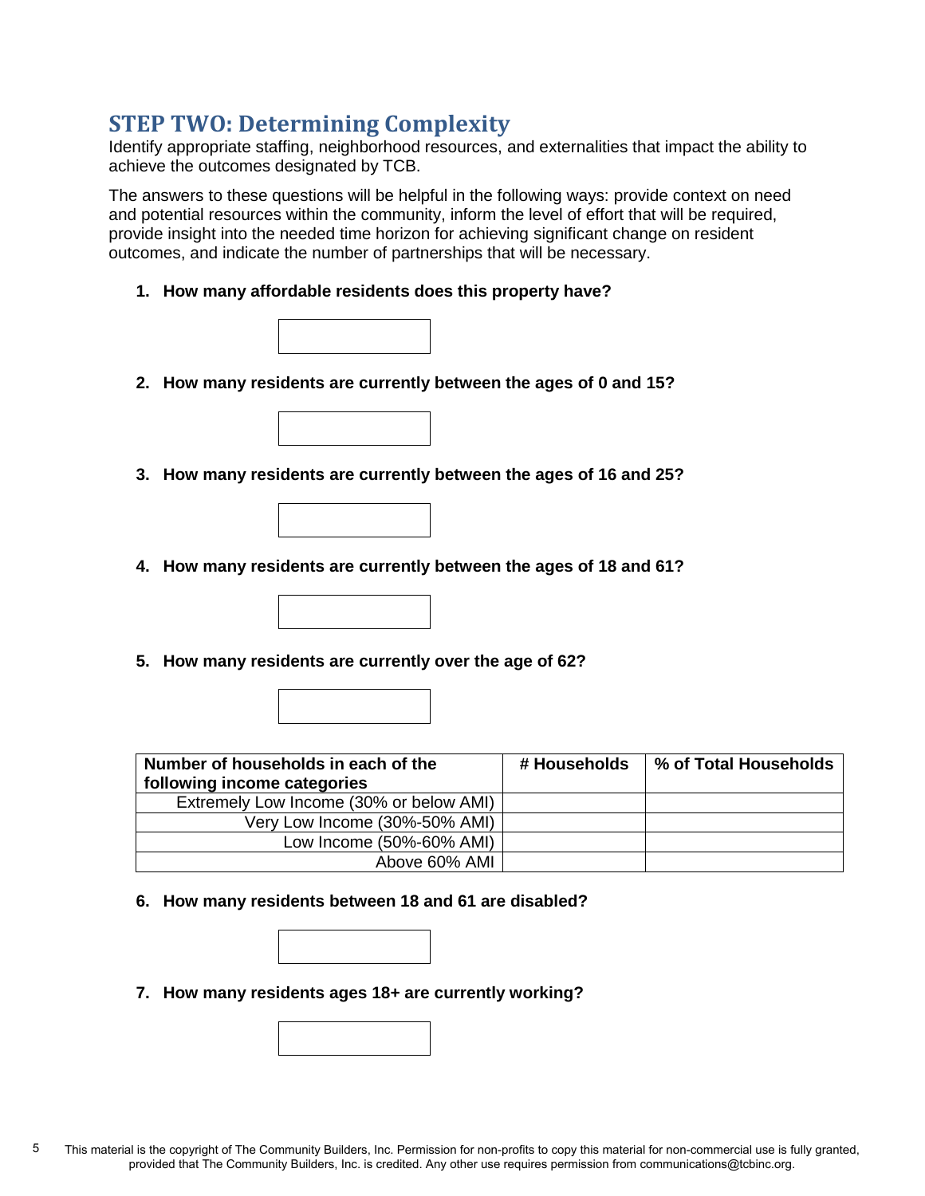## STEP TWO: Determining Complexity

Identify appropriate staffing, neighborhood resources, and externalities that impact the ability to achieve the outcomes designated by TCB.

The answers to these questions will be helpful in the following ways: provide context on need and potential resources within the community, inform the level of effort that will be required, provide insight into the needed time horizon for achieving significant change on resident outcomes, and indicate the number of partnerships that will be necessary.

1. **How many affordable residents does this property have?**

2. **How many residents are currently between the ages of 0 and 15?**

3. **How many residents are currently between the ages of 16 and 25?**

4. **How many residents are currently between the ages of 18 and 61?**

5. **How many residents are currently over the age of 62?**

| Number of households in each of the following income categories | # Households | % of Total Households |
|---|---|---|
| Extremely Low Income (30% or below AMI) | | |
| Very Low Income (30%-50% AMI) | | |
| Low Income (50%-60% AMI) | | |
| Above 60% AMI | | |

6. **How many residents between 18 and 61 are disabled?**

7. **How many residents ages 18+ are currently working?**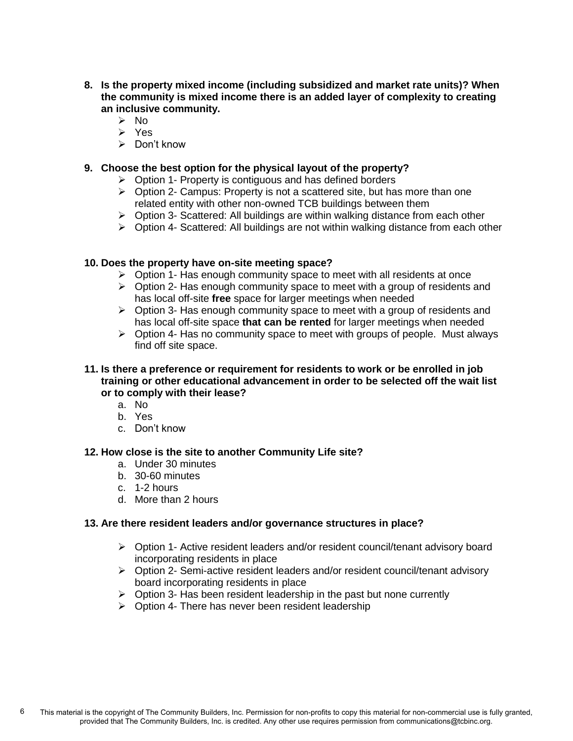8. **Is the property mixed income (including subsidized and market rate units)? When the community is mixed income there is an added layer of complexity to creating an inclusive community.**
   - No
   - Yes
   - Don't know

9. **Choose the best option for the physical layout of the property?**
   - Option 1- Property is contiguous and has defined borders
   - Option 2- Campus: Property is not a scattered site, but has more than one related entity with other non-owned TCB buildings between them
   - Option 3- Scattered: All buildings are within walking distance from each other
   - Option 4- Scattered: All buildings are not within walking distance from each other

10. **Does the property have on-site meeting space?**
    - Option 1- Has enough community space to meet with all residents at once
    - Option 2- Has enough community space to meet with a group of residents and has local off-site **free** space for larger meetings when needed
    - Option 3- Has enough community space to meet with a group of residents and has local off-site space **that can be rented** for larger meetings when needed
    - Option 4- Has no community space to meet with groups of people. Must always find off site space.

11. **Is there a preference or requirement for residents to work or be enrolled in job training or other educational advancement in order to be selected off the wait list or to comply with their lease?**
    a. No
    b. Yes
    c. Don't know

12. **How close is the site to another Community Life site?**
    a. Under 30 minutes
    b. 30-60 minutes
    c. 1-2 hours
    d. More than 2 hours

13. **Are there resident leaders and/or governance structures in place?**
    - Option 1- Active resident leaders and/or resident council/tenant advisory board incorporating residents in place
    - Option 2- Semi-active resident leaders and/or resident council/tenant advisory board incorporating residents in place
    - Option 3- Has been resident leadership in the past but none currently
    - Option 4- There has never been resident leadership

This material is the copyright of The Community Builders, Inc. Permission for non-profits to copy this material for non-commercial use is fully granted, provided that The Community Builders, Inc. is credited. Any other use requires permission from communications@tcbinc.org.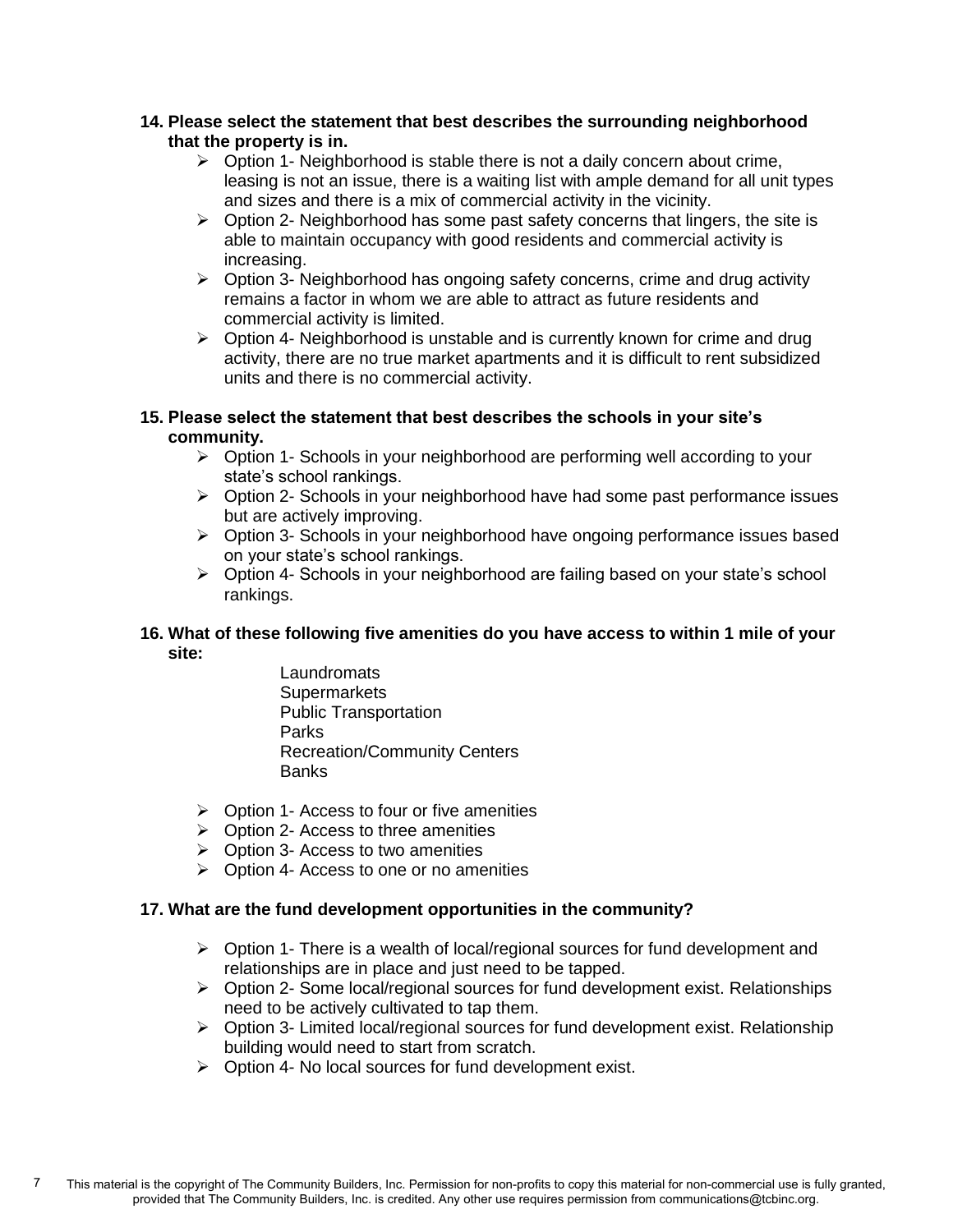**14. Please select the statement that best describes the surrounding neighborhood that the property is in.**

- Option 1- Neighborhood is stable there is not a daily concern about crime, leasing is not an issue, there is a waiting list with ample demand for all unit types and sizes and there is a mix of commercial activity in the vicinity.
- Option 2- Neighborhood has some past safety concerns that lingers, the site is able to maintain occupancy with good residents and commercial activity is increasing.
- Option 3- Neighborhood has ongoing safety concerns, crime and drug activity remains a factor in whom we are able to attract as future residents and commercial activity is limited.
- Option 4- Neighborhood is unstable and is currently known for crime and drug activity, there are no true market apartments and it is difficult to rent subsidized units and there is no commercial activity.

**15. Please select the statement that best describes the schools in your site's community.**

- Option 1- Schools in your neighborhood are performing well according to your state's school rankings.
- Option 2- Schools in your neighborhood have had some past performance issues but are actively improving.
- Option 3- Schools in your neighborhood have ongoing performance issues based on your state's school rankings.
- Option 4- Schools in your neighborhood are failing based on your state's school rankings.

**16. What of these following five amenities do you have access to within 1 mile of your site:**

Laundromats
Supermarkets
Public Transportation
Parks
Recreation/Community Centers
Banks

- Option 1- Access to four or five amenities
- Option 2- Access to three amenities
- Option 3- Access to two amenities
- Option 4- Access to one or no amenities

**17. What are the fund development opportunities in the community?**

- Option 1- There is a wealth of local/regional sources for fund development and relationships are in place and just need to be tapped.
- Option 2- Some local/regional sources for fund development exist. Relationships need to be actively cultivated to tap them.
- Option 3- Limited local/regional sources for fund development exist. Relationship building would need to start from scratch.
- Option 4- No local sources for fund development exist.

This material is the copyright of The Community Builders, Inc. Permission for non-profits to copy this material for non-commercial use is fully granted, provided that The Community Builders, Inc. is credited. Any other use requires permission from communications@tcbinc.org.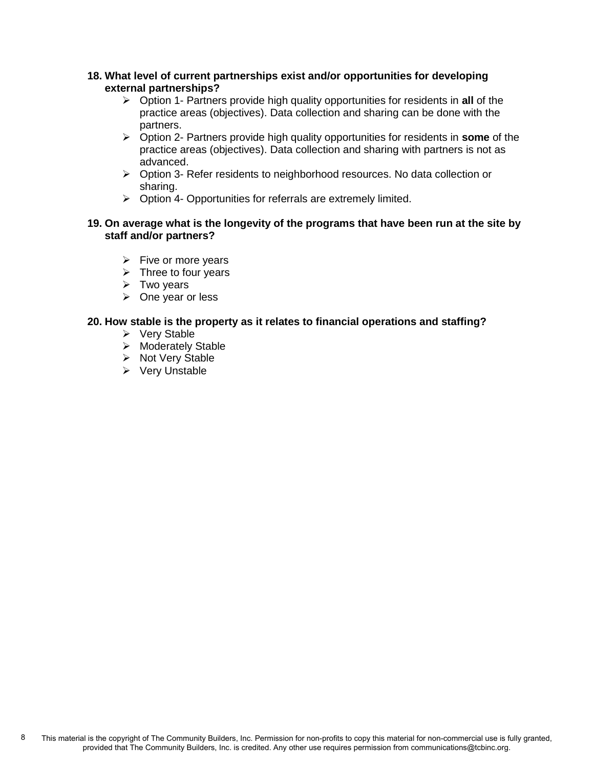**18. What level of current partnerships exist and/or opportunities for developing external partnerships?**

- Option 1- Partners provide high quality opportunities for residents in **all** of the practice areas (objectives). Data collection and sharing can be done with the partners.
- Option 2- Partners provide high quality opportunities for residents in **some** of the practice areas (objectives). Data collection and sharing with partners is not as advanced.
- Option 3- Refer residents to neighborhood resources. No data collection or sharing.
- Option 4- Opportunities for referrals are extremely limited.

**19. On average what is the longevity of the programs that have been run at the site by staff and/or partners?**

- Five or more years
- Three to four years
- Two years
- One year or less

**20. How stable is the property as it relates to financial operations and staffing?**

- Very Stable
- Moderately Stable
- Not Very Stable
- Very Unstable

This material is the copyright of The Community Builders, Inc. Permission for non-profits to copy this material for non-commercial use is fully granted, provided that The Community Builders, Inc. is credited. Any other use requires permission from communications@tcbinc.org.